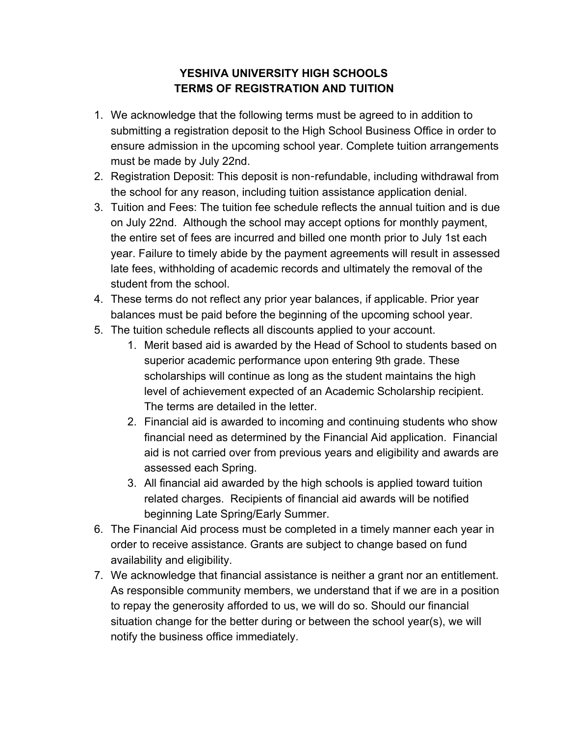# YESHIVA UNIVERSITY HIGH SCHOOLS
# TERMS OF REGISTRATION AND TUITION

1. We acknowledge that the following terms must be agreed to in addition to submitting a registration deposit to the High School Business Office in order to ensure admission in the upcoming school year. Complete tuition arrangements must be made by July 22nd.
2. Registration Deposit: This deposit is non-refundable, including withdrawal from the school for any reason, including tuition assistance application denial.
3. Tuition and Fees: The tuition fee schedule reflects the annual tuition and is due on July 22nd. Although the school may accept options for monthly payment, the entire set of fees are incurred and billed one month prior to July 1st each year. Failure to timely abide by the payment agreements will result in assessed late fees, withholding of academic records and ultimately the removal of the student from the school.
4. These terms do not reflect any prior year balances, if applicable. Prior year balances must be paid before the beginning of the upcoming school year.
5. The tuition schedule reflects all discounts applied to your account.
    1. Merit based aid is awarded by the Head of School to students based on superior academic performance upon entering 9th grade. These scholarships will continue as long as the student maintains the high level of achievement expected of an Academic Scholarship recipient. The terms are detailed in the letter.
    2. Financial aid is awarded to incoming and continuing students who show financial need as determined by the Financial Aid application. Financial aid is not carried over from previous years and eligibility and awards are assessed each Spring.
    3. All financial aid awarded by the high schools is applied toward tuition related charges. Recipients of financial aid awards will be notified beginning Late Spring/Early Summer.
6. The Financial Aid process must be completed in a timely manner each year in order to receive assistance. Grants are subject to change based on fund availability and eligibility.
7. We acknowledge that financial assistance is neither a grant nor an entitlement. As responsible community members, we understand that if we are in a position to repay the generosity afforded to us, we will do so. Should our financial situation change for the better during or between the school year(s), we will notify the business office immediately.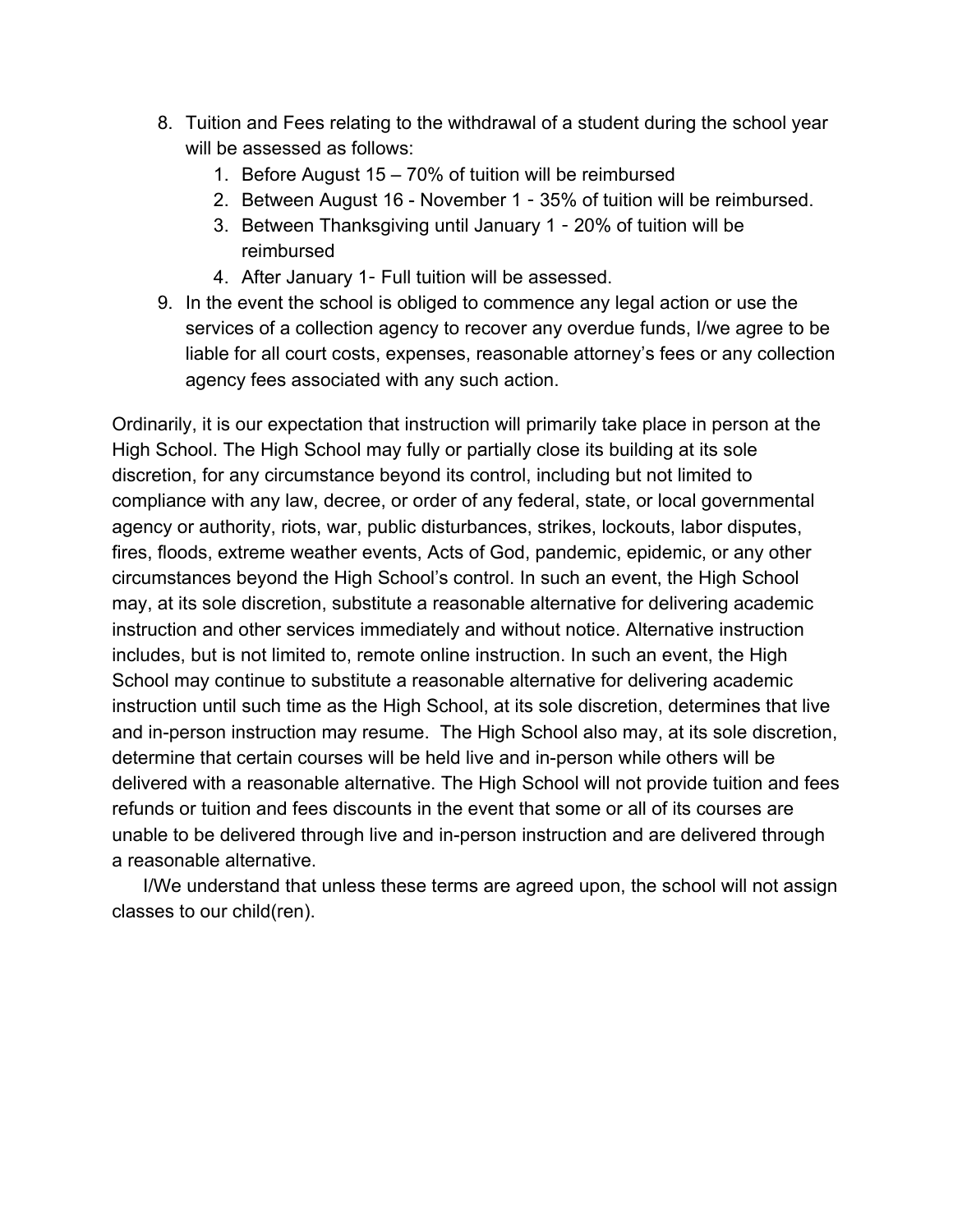8. Tuition and Fees relating to the withdrawal of a student during the school year will be assessed as follows:
    1. Before August 15 – 70% of tuition will be reimbursed
    2. Between August 16 - November 1 - 35% of tuition will be reimbursed.
    3. Between Thanksgiving until January 1 - 20% of tuition will be reimbursed
    4. After January 1- Full tuition will be assessed.
9. In the event the school is obliged to commence any legal action or use the services of a collection agency to recover any overdue funds, I/we agree to be liable for all court costs, expenses, reasonable attorney's fees or any collection agency fees associated with any such action.

Ordinarily, it is our expectation that instruction will primarily take place in person at the High School. The High School may fully or partially close its building at its sole discretion, for any circumstance beyond its control, including but not limited to compliance with any law, decree, or order of any federal, state, or local governmental agency or authority, riots, war, public disturbances, strikes, lockouts, labor disputes, fires, floods, extreme weather events, Acts of God, pandemic, epidemic, or any other circumstances beyond the High School's control. In such an event, the High School may, at its sole discretion, substitute a reasonable alternative for delivering academic instruction and other services immediately and without notice. Alternative instruction includes, but is not limited to, remote online instruction. In such an event, the High School may continue to substitute a reasonable alternative for delivering academic instruction until such time as the High School, at its sole discretion, determines that live and in-person instruction may resume. The High School also may, at its sole discretion, determine that certain courses will be held live and in-person while others will be delivered with a reasonable alternative. The High School will not provide tuition and fees refunds or tuition and fees discounts in the event that some or all of its courses are unable to be delivered through live and in-person instruction and are delivered through a reasonable alternative.

I/We understand that unless these terms are agreed upon, the school will not assign classes to our child(ren).